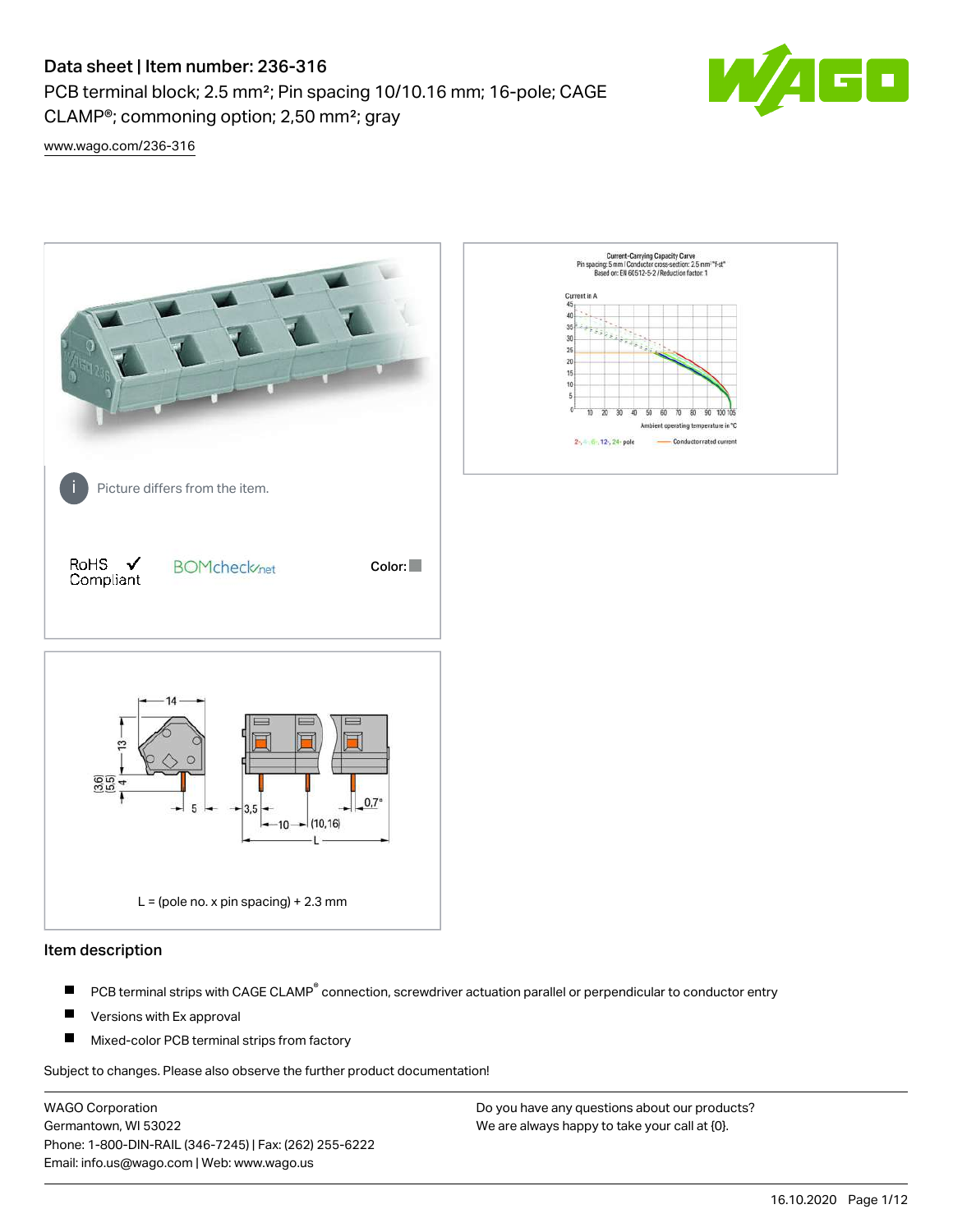# Data sheet | Item number: 236-316

PCB terminal block; 2.5 mm²; Pin spacing 10/10.16 mm; 16-pole; CAGE CLAMP®; commoning option; 2,50 mm²; gray

www.wago.com/236-316

Picture differs from the item.

RoHS ✓ Compliant

Color:

L = (pole no. x pin spacing) + 2.3 mm

## Item description

- PCB terminal strips with CAGE CLAMP® connection, screwdriver actuation parallel or perpendicular to conductor entry
- Versions with Ex approval
- Mixed-color PCB terminal strips from factory

Subject to changes. Please also observe the further product documentation!

WAGO Corporation
Germantown, WI 53022
Phone: 1-800-DIN-RAIL (346-7245) | Fax: (262) 255-6222
Email: info.us@wago.com | Web: www.wago.us

Do you have any questions about our products?
We are always happy to take your call at {0}.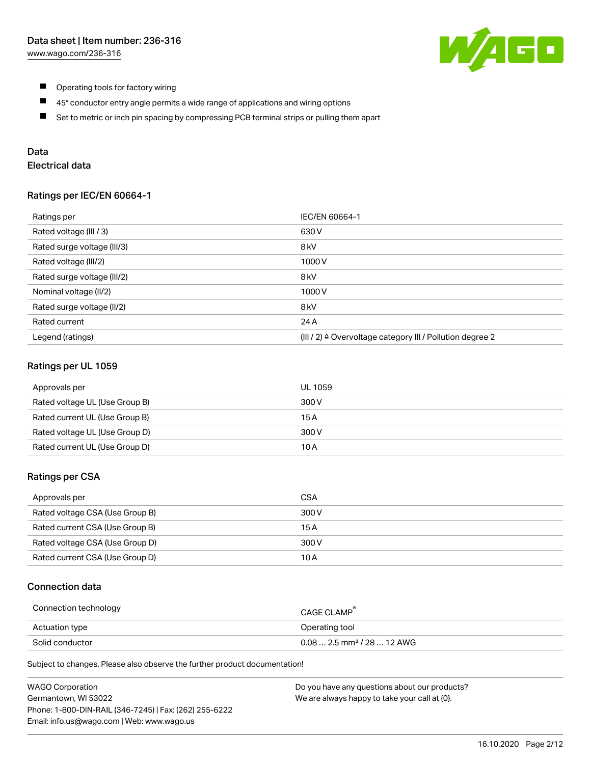- Operating tools for factory wiring
- 45° conductor entry angle permits a wide range of applications and wiring options
- Set to metric or inch pin spacing by compressing PCB terminal strips or pulling them apart

## Data

### Electrical data

#### Ratings per IEC/EN 60664-1

| Ratings per | IEC/EN 60664-1 |
|---|---|
| Rated voltage (III / 3) | 630 V |
| Rated surge voltage (III/3) | 8 kV |
| Rated voltage (III/2) | 1000 V |
| Rated surge voltage (III/2) | 8 kV |
| Nominal voltage (II/2) | 1000 V |
| Rated surge voltage (II/2) | 8 kV |
| Rated current | 24 A |
| Legend (ratings) | (III / 2) ≙ Overvoltage category III / Pollution degree 2 |

#### Ratings per UL 1059

| Approvals per | UL 1059 |
|---|---|
| Rated voltage UL (Use Group B) | 300 V |
| Rated current UL (Use Group B) | 15 A |
| Rated voltage UL (Use Group D) | 300 V |
| Rated current UL (Use Group D) | 10 A |

#### Ratings per CSA

| Approvals per | CSA |
|---|---|
| Rated voltage CSA (Use Group B) | 300 V |
| Rated current CSA (Use Group B) | 15 A |
| Rated voltage CSA (Use Group D) | 300 V |
| Rated current CSA (Use Group D) | 10 A |

### Connection data

| Connection technology | CAGE CLAMP® |
|---|---|
| Actuation type | Operating tool |
| Solid conductor | 0.08 … 2.5 mm² / 28 … 12 AWG |

Subject to changes. Please also observe the further product documentation!

WAGO Corporation
Germantown, WI 53022
Phone: 1-800-DIN-RAIL (346-7245) | Fax: (262) 255-6222
Email: info.us@wago.com | Web: www.wago.us

Do you have any questions about our products?
We are always happy to take your call at {0}.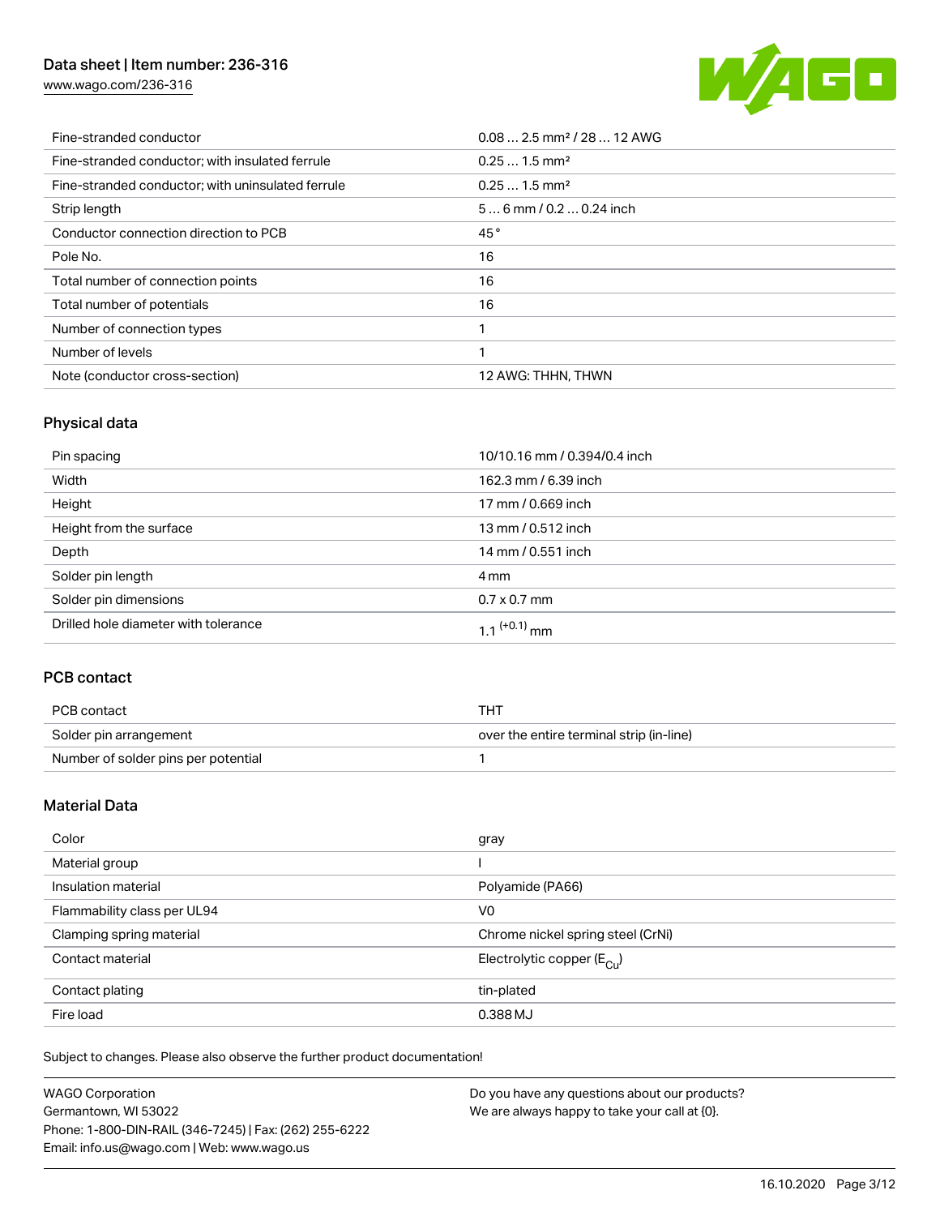| | |
|---|---|
| Fine-stranded conductor | 0.08 … 2.5 mm² / 28 … 12 AWG |
| Fine-stranded conductor; with insulated ferrule | 0.25 … 1.5 mm² |
| Fine-stranded conductor; with uninsulated ferrule | 0.25 … 1.5 mm² |
| Strip length | 5 … 6 mm / 0.2 … 0.24 inch |
| Conductor connection direction to PCB | 45 ° |
| Pole No. | 16 |
| Total number of connection points | 16 |
| Total number of potentials | 16 |
| Number of connection types | 1 |
| Number of levels | 1 |
| Note (conductor cross-section) | 12 AWG: THHN, THWN |

## Physical data

| | |
|---|---|
| Pin spacing | 10/10.16 mm / 0.394/0.4 inch |
| Width | 162.3 mm / 6.39 inch |
| Height | 17 mm / 0.669 inch |
| Height from the surface | 13 mm / 0.512 inch |
| Depth | 14 mm / 0.551 inch |
| Solder pin length | 4 mm |
| Solder pin dimensions | 0.7 x 0.7 mm |
| Drilled hole diameter with tolerance | $1.1^{(+0.1)}$ mm |

## PCB contact

| | |
|---|---|
| PCB contact | THT |
| Solder pin arrangement | over the entire terminal strip (in-line) |
| Number of solder pins per potential | 1 |

## Material Data

| | |
|---|---|
| Color | gray |
| Material group | I |
| Insulation material | Polyamide (PA66) |
| Flammability class per UL94 | V0 |
| Clamping spring material | Chrome nickel spring steel (CrNi) |
| Contact material | Electrolytic copper ($E_{Cu}$) |
| Contact plating | tin-plated |
| Fire load | 0.388 MJ |

Subject to changes. Please also observe the further product documentation!

WAGO Corporation
Germantown, WI 53022
Phone: 1-800-DIN-RAIL (346-7245) | Fax: (262) 255-6222
Email: info.us@wago.com | Web: www.wago.us

Do you have any questions about our products?
We are always happy to take your call at {0}.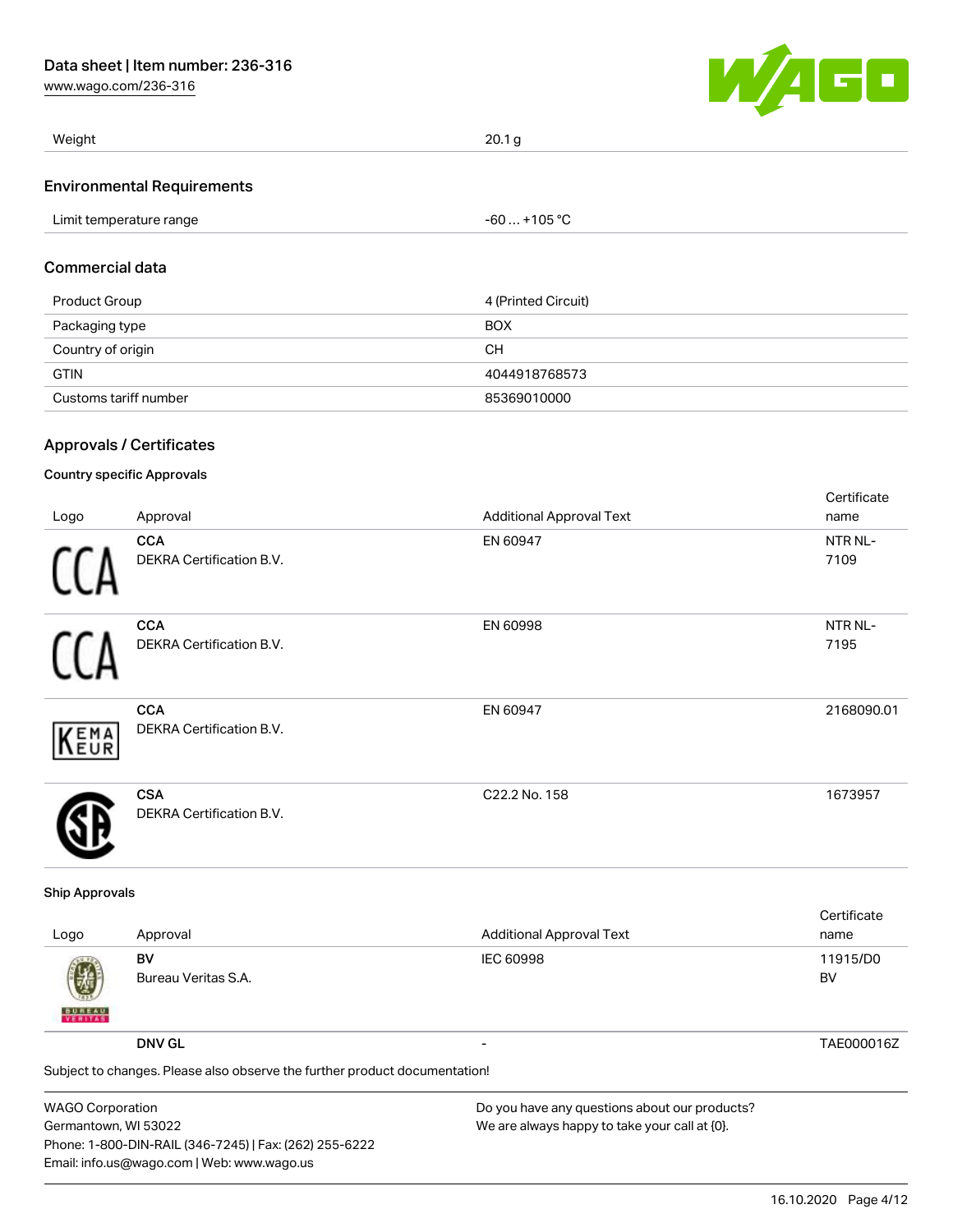| Weight | 20.1 g |
| --- | --- |

## Environmental Requirements

| Limit temperature range | -60 … +105 °C |
| --- | --- |

## Commercial data

| Product Group | 4 (Printed Circuit) |
| --- | --- |
| Packaging type | BOX |
| Country of origin | CH |
| GTIN | 4044918768573 |
| Customs tariff number | 85369010000 |

## Approvals / Certificates

### Country specific Approvals

| Logo | Approval | Additional Approval Text | Certificate name |
| --- | --- | --- | --- |
| | **CCA** DEKRA Certification B.V. | EN 60947 | NTR NL-7109 |
| | **CCA** DEKRA Certification B.V. | EN 60998 | NTR NL-7195 |
| | **CCA** DEKRA Certification B.V. | EN 60947 | 2168090.01 |
| | **CSA** DEKRA Certification B.V. | C22.2 No. 158 | 1673957 |

### Ship Approvals

| Logo | Approval | Additional Approval Text | Certificate name |
| --- | --- | --- | --- |
| | **BV** Bureau Veritas S.A. | IEC 60998 | 11915/D0 BV |
| | **DNV GL** | - | TAE000016Z |

Subject to changes. Please also observe the further product documentation!

WAGO Corporation
Germantown, WI 53022
Phone: 1-800-DIN-RAIL (346-7245) | Fax: (262) 255-6222
Email: info.us@wago.com | Web: www.wago.us

Do you have any questions about our products?
We are always happy to take your call at {0}.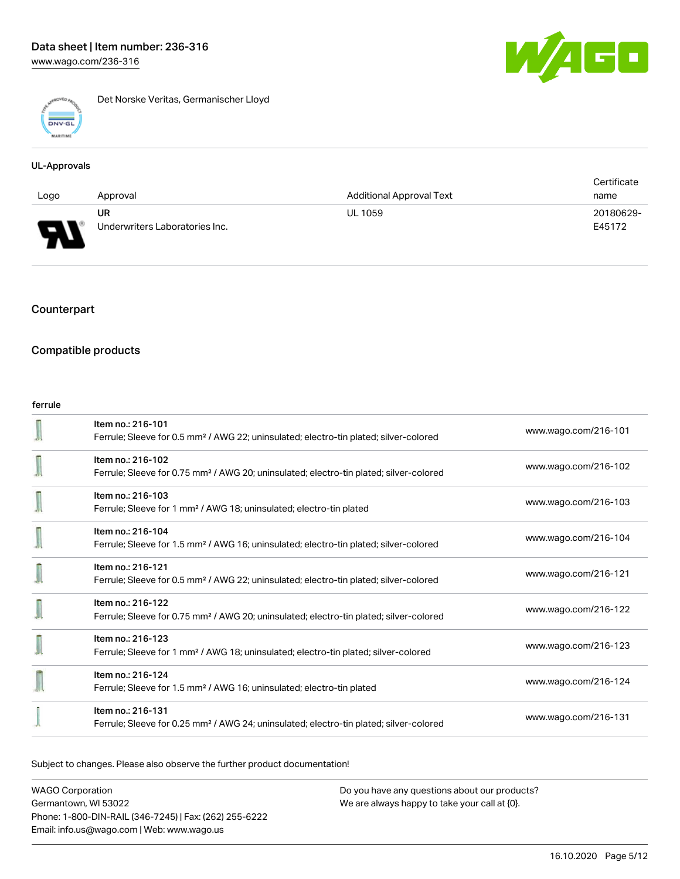Det Norske Veritas, Germanischer Lloyd

### UL-Approvals

| Logo | Approval | Additional Approval Text | Certificate name |
| --- | --- | --- | --- |
| | UR<br>Underwriters Laboratories Inc. | UL 1059 | 20180629-E45172 |

## Counterpart

## Compatible products

ferrule

| | | |
| --- | --- | --- |
| | Item no.: 216-101<br>Ferrule; Sleeve for 0.5 mm² / AWG 22; uninsulated; electro-tin plated; silver-colored | www.wago.com/216-101 |
| | Item no.: 216-102<br>Ferrule; Sleeve for 0.75 mm² / AWG 20; uninsulated; electro-tin plated; silver-colored | www.wago.com/216-102 |
| | Item no.: 216-103<br>Ferrule; Sleeve for 1 mm² / AWG 18; uninsulated; electro-tin plated | www.wago.com/216-103 |
| | Item no.: 216-104<br>Ferrule; Sleeve for 1.5 mm² / AWG 16; uninsulated; electro-tin plated; silver-colored | www.wago.com/216-104 |
| | Item no.: 216-121<br>Ferrule; Sleeve for 0.5 mm² / AWG 22; uninsulated; electro-tin plated; silver-colored | www.wago.com/216-121 |
| | Item no.: 216-122<br>Ferrule; Sleeve for 0.75 mm² / AWG 20; uninsulated; electro-tin plated; silver-colored | www.wago.com/216-122 |
| | Item no.: 216-123<br>Ferrule; Sleeve for 1 mm² / AWG 18; uninsulated; electro-tin plated; silver-colored | www.wago.com/216-123 |
| | Item no.: 216-124<br>Ferrule; Sleeve for 1.5 mm² / AWG 16; uninsulated; electro-tin plated | www.wago.com/216-124 |
| | Item no.: 216-131<br>Ferrule; Sleeve for 0.25 mm² / AWG 24; uninsulated; electro-tin plated; silver-colored | www.wago.com/216-131 |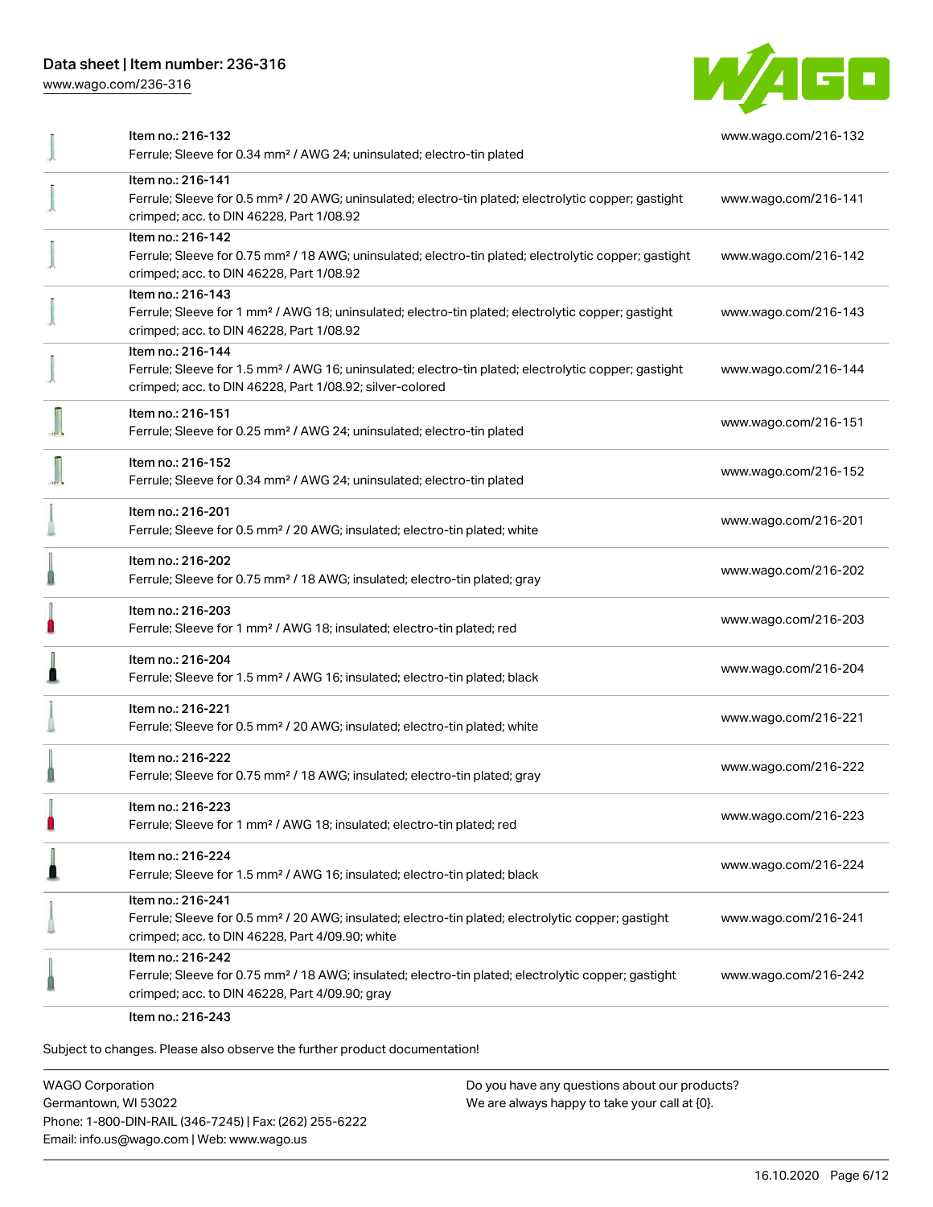| | | |
|---|---|---|
| | Item no.: 216-132<br>Ferrule; Sleeve for 0.34 mm² / AWG 24; uninsulated; electro-tin plated | www.wago.com/216-132 |
| | Item no.: 216-141<br>Ferrule; Sleeve for 0.5 mm² / 20 AWG; uninsulated; electro-tin plated; electrolytic copper; gastight crimped; acc. to DIN 46228, Part 1/08.92 | www.wago.com/216-141 |
| | Item no.: 216-142<br>Ferrule; Sleeve for 0.75 mm² / 18 AWG; uninsulated; electro-tin plated; electrolytic copper; gastight crimped; acc. to DIN 46228, Part 1/08.92 | www.wago.com/216-142 |
| | Item no.: 216-143<br>Ferrule; Sleeve for 1 mm² / AWG 18; uninsulated; electro-tin plated; electrolytic copper; gastight crimped; acc. to DIN 46228, Part 1/08.92 | www.wago.com/216-143 |
| | Item no.: 216-144<br>Ferrule; Sleeve for 1.5 mm² / AWG 16; uninsulated; electro-tin plated; electrolytic copper; gastight crimped; acc. to DIN 46228, Part 1/08.92; silver-colored | www.wago.com/216-144 |
| | Item no.: 216-151<br>Ferrule; Sleeve for 0.25 mm² / AWG 24; uninsulated; electro-tin plated | www.wago.com/216-151 |
| | Item no.: 216-152<br>Ferrule; Sleeve for 0.34 mm² / AWG 24; uninsulated; electro-tin plated | www.wago.com/216-152 |
| | Item no.: 216-201<br>Ferrule; Sleeve for 0.5 mm² / 20 AWG; insulated; electro-tin plated; white | www.wago.com/216-201 |
| | Item no.: 216-202<br>Ferrule; Sleeve for 0.75 mm² / 18 AWG; insulated; electro-tin plated; gray | www.wago.com/216-202 |
| | Item no.: 216-203<br>Ferrule; Sleeve for 1 mm² / AWG 18; insulated; electro-tin plated; red | www.wago.com/216-203 |
| | Item no.: 216-204<br>Ferrule; Sleeve for 1.5 mm² / AWG 16; insulated; electro-tin plated; black | www.wago.com/216-204 |
| | Item no.: 216-221<br>Ferrule; Sleeve for 0.5 mm² / 20 AWG; insulated; electro-tin plated; white | www.wago.com/216-221 |
| | Item no.: 216-222<br>Ferrule; Sleeve for 0.75 mm² / 18 AWG; insulated; electro-tin plated; gray | www.wago.com/216-222 |
| | Item no.: 216-223<br>Ferrule; Sleeve for 1 mm² / AWG 18; insulated; electro-tin plated; red | www.wago.com/216-223 |
| | Item no.: 216-224<br>Ferrule; Sleeve for 1.5 mm² / AWG 16; insulated; electro-tin plated; black | www.wago.com/216-224 |
| | Item no.: 216-241<br>Ferrule; Sleeve for 0.5 mm² / 20 AWG; insulated; electro-tin plated; electrolytic copper; gastight crimped; acc. to DIN 46228, Part 4/09.90; white | www.wago.com/216-241 |
| | Item no.: 216-242<br>Ferrule; Sleeve for 0.75 mm² / 18 AWG; insulated; electro-tin plated; electrolytic copper; gastight crimped; acc. to DIN 46228, Part 4/09.90; gray | www.wago.com/216-242 |
| | Item no.: 216-243 | |

Subject to changes. Please also observe the further product documentation!

WAGO Corporation
Germantown, WI 53022
Phone: 1-800-DIN-RAIL (346-7245) | Fax: (262) 255-6222
Email: info.us@wago.com | Web: www.wago.us

Do you have any questions about our products?
We are always happy to take your call at {0}.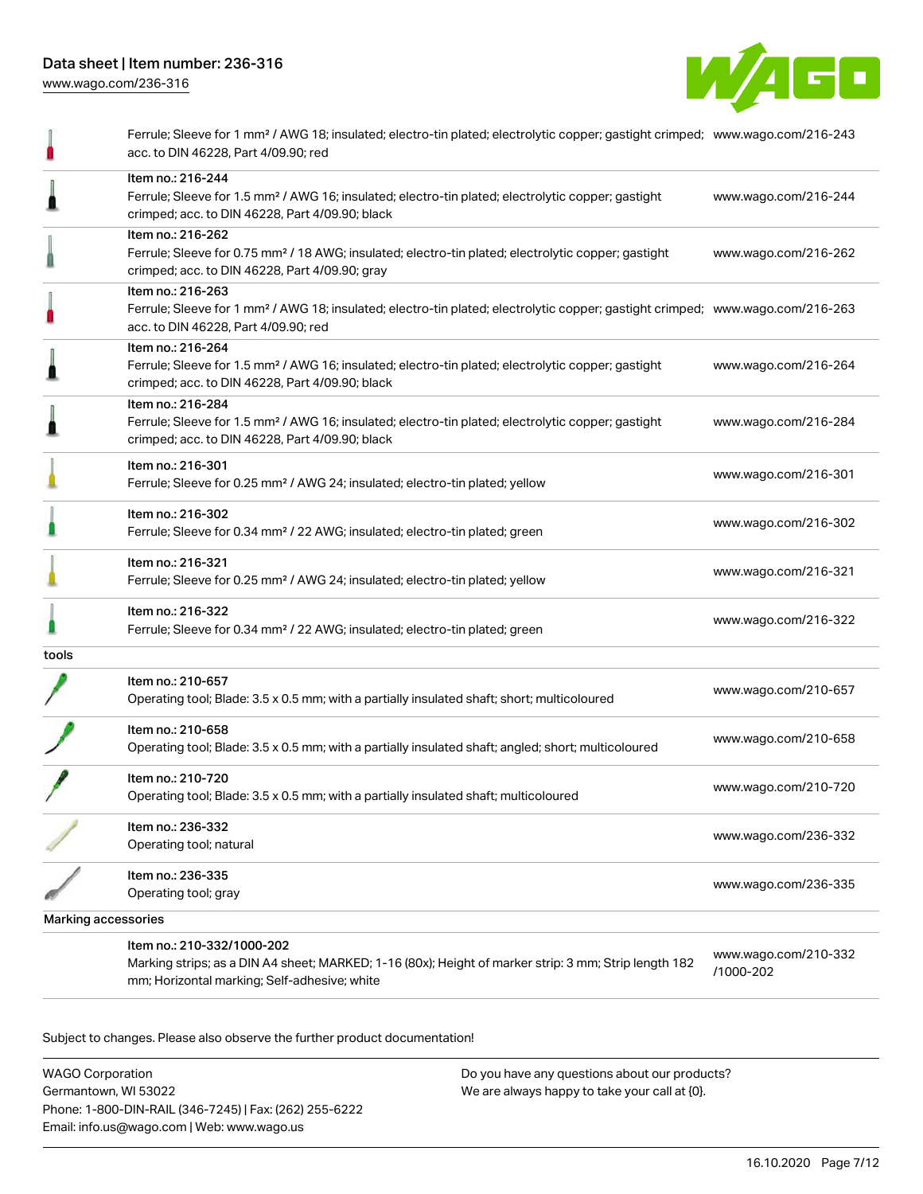| | | |
|---|---|---|
| | Ferrule; Sleeve for 1 mm² / AWG 18; insulated; electro-tin plated; electrolytic copper; gastight crimped; acc. to DIN 46228, Part 4/09.90; red | www.wago.com/216-243 |
| | Item no.: 216-244<br>Ferrule; Sleeve for 1.5 mm² / AWG 16; insulated; electro-tin plated; electrolytic copper; gastight crimped; acc. to DIN 46228, Part 4/09.90; black | www.wago.com/216-244 |
| | Item no.: 216-262<br>Ferrule; Sleeve for 0.75 mm² / 18 AWG; insulated; electro-tin plated; electrolytic copper; gastight crimped; acc. to DIN 46228, Part 4/09.90; gray | www.wago.com/216-262 |
| | Item no.: 216-263<br>Ferrule; Sleeve for 1 mm² / AWG 18; insulated; electro-tin plated; electrolytic copper; gastight crimped; acc. to DIN 46228, Part 4/09.90; red | www.wago.com/216-263 |
| | Item no.: 216-264<br>Ferrule; Sleeve for 1.5 mm² / AWG 16; insulated; electro-tin plated; electrolytic copper; gastight crimped; acc. to DIN 46228, Part 4/09.90; black | www.wago.com/216-264 |
| | Item no.: 216-284<br>Ferrule; Sleeve for 1.5 mm² / AWG 16; insulated; electro-tin plated; electrolytic copper; gastight crimped; acc. to DIN 46228, Part 4/09.90; black | www.wago.com/216-284 |
| | Item no.: 216-301<br>Ferrule; Sleeve for 0.25 mm² / AWG 24; insulated; electro-tin plated; yellow | www.wago.com/216-301 |
| | Item no.: 216-302<br>Ferrule; Sleeve for 0.34 mm² / 22 AWG; insulated; electro-tin plated; green | www.wago.com/216-302 |
| | Item no.: 216-321<br>Ferrule; Sleeve for 0.25 mm² / AWG 24; insulated; electro-tin plated; yellow | www.wago.com/216-321 |
| | Item no.: 216-322<br>Ferrule; Sleeve for 0.34 mm² / 22 AWG; insulated; electro-tin plated; green | www.wago.com/216-322 |
| tools | | |
| | Item no.: 210-657<br>Operating tool; Blade: 3.5 x 0.5 mm; with a partially insulated shaft; short; multicoloured | www.wago.com/210-657 |
| | Item no.: 210-658<br>Operating tool; Blade: 3.5 x 0.5 mm; with a partially insulated shaft; angled; short; multicoloured | www.wago.com/210-658 |
| | Item no.: 210-720<br>Operating tool; Blade: 3.5 x 0.5 mm; with a partially insulated shaft; multicoloured | www.wago.com/210-720 |
| | Item no.: 236-332<br>Operating tool; natural | www.wago.com/236-332 |
| | Item no.: 236-335<br>Operating tool; gray | www.wago.com/236-335 |
| Marking accessories | | |
| | Item no.: 210-332/1000-202<br>Marking strips; as a DIN A4 sheet; MARKED; 1-16 (80x); Height of marker strip: 3 mm; Strip length 182 mm; Horizontal marking; Self-adhesive; white | www.wago.com/210-332/1000-202 |

Subject to changes. Please also observe the further product documentation!

WAGO Corporation
Germantown, WI 53022
Phone: 1-800-DIN-RAIL (346-7245) | Fax: (262) 255-6222
Email: info.us@wago.com | Web: www.wago.us

Do you have any questions about our products?
We are always happy to take your call at {0}.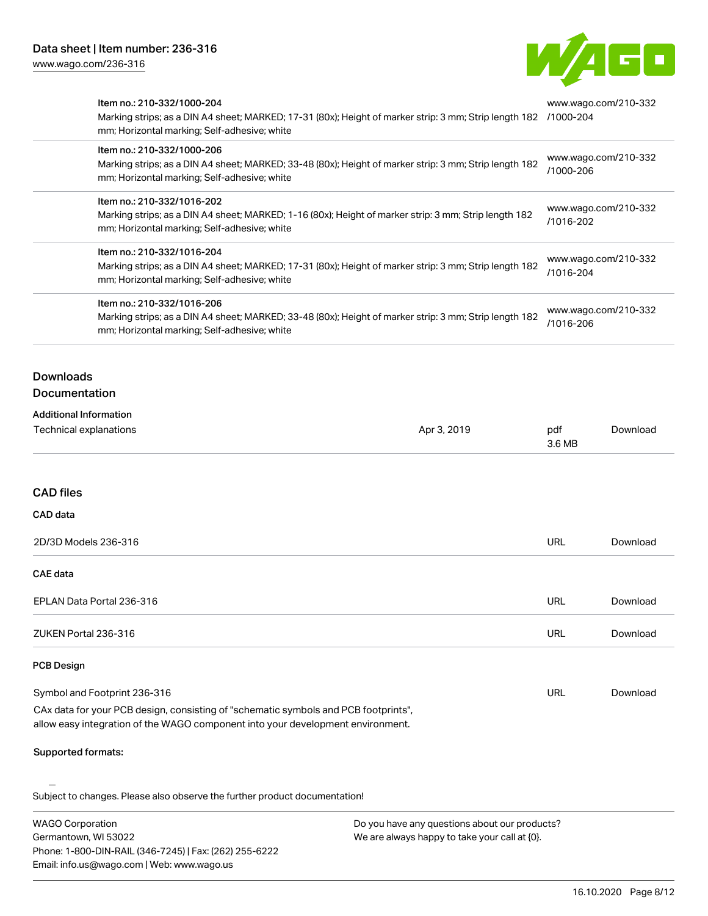| Item | URL |
| --- | --- |
| Item no.: 210-332/1000-204<br>Marking strips; as a DIN A4 sheet; MARKED; 17-31 (80x); Height of marker strip: 3 mm; Strip length 182 mm; Horizontal marking; Self-adhesive; white | www.wago.com/210-332/1000-204 |
| Item no.: 210-332/1000-206<br>Marking strips; as a DIN A4 sheet; MARKED; 33-48 (80x); Height of marker strip: 3 mm; Strip length 182 mm; Horizontal marking; Self-adhesive; white | www.wago.com/210-332/1000-206 |
| Item no.: 210-332/1016-202<br>Marking strips; as a DIN A4 sheet; MARKED; 1-16 (80x); Height of marker strip: 3 mm; Strip length 182 mm; Horizontal marking; Self-adhesive; white | www.wago.com/210-332/1016-202 |
| Item no.: 210-332/1016-204<br>Marking strips; as a DIN A4 sheet; MARKED; 17-31 (80x); Height of marker strip: 3 mm; Strip length 182 mm; Horizontal marking; Self-adhesive; white | www.wago.com/210-332/1016-204 |
| Item no.: 210-332/1016-206<br>Marking strips; as a DIN A4 sheet; MARKED; 33-48 (80x); Height of marker strip: 3 mm; Strip length 182 mm; Horizontal marking; Self-adhesive; white | www.wago.com/210-332/1016-206 |

## Downloads

### Documentation

**Additional Information**

| | | | |
| --- | --- | --- | --- |
| Technical explanations | Apr 3, 2019 | pdf 3.6 MB | Download |

## CAD files

**CAD data**

| | | |
| --- | --- | --- |
| 2D/3D Models 236-316 | URL | Download |

**CAE data**

| | | |
| --- | --- | --- |
| EPLAN Data Portal 236-316 | URL | Download |
| ZUKEN Portal 236-316 | URL | Download |

**PCB Design**

| | | |
| --- | --- | --- |
| Symbol and Footprint 236-316 | URL | Download |

CAx data for your PCB design, consisting of "schematic symbols and PCB footprints", allow easy integration of the WAGO component into your development environment.

**Supported formats:**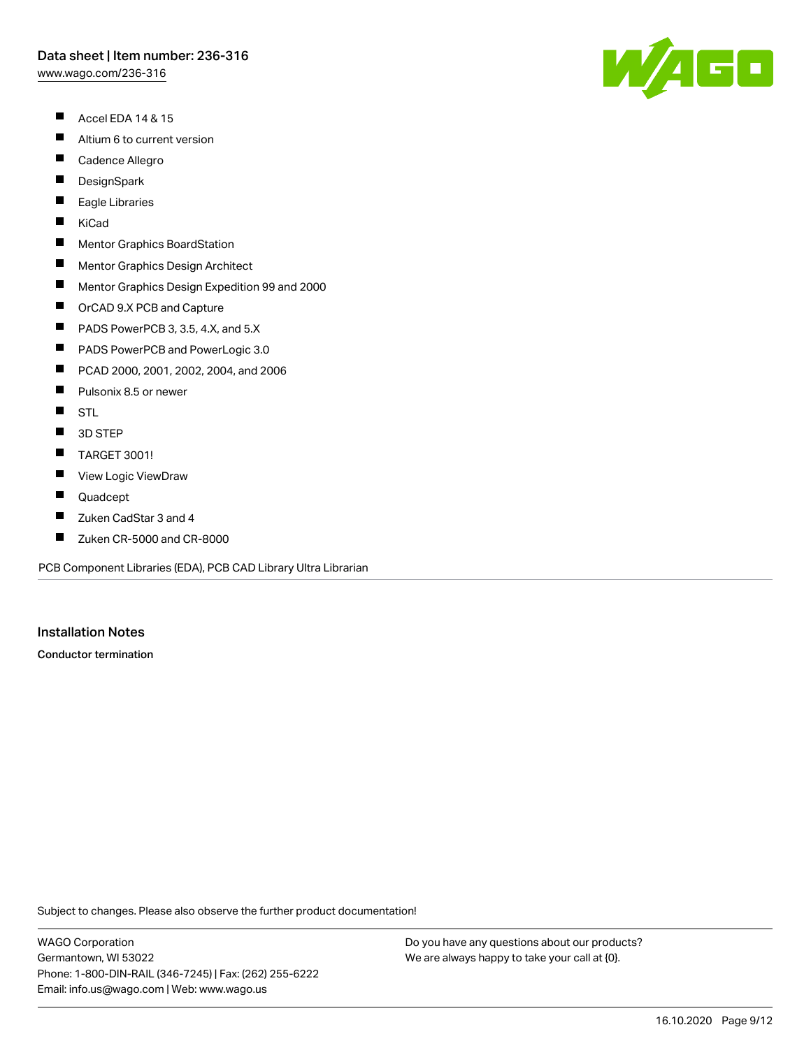- Accel EDA 14 & 15
- Altium 6 to current version
- Cadence Allegro
- DesignSpark
- Eagle Libraries
- KiCad
- Mentor Graphics BoardStation
- Mentor Graphics Design Architect
- Mentor Graphics Design Expedition 99 and 2000
- OrCAD 9.X PCB and Capture
- PADS PowerPCB 3, 3.5, 4.X, and 5.X
- PADS PowerPCB and PowerLogic 3.0
- PCAD 2000, 2001, 2002, 2004, and 2006
- Pulsonix 8.5 or newer
- STL
- 3D STEP
- TARGET 3001!
- View Logic ViewDraw
- Quadcept
- Zuken CadStar 3 and 4
- Zuken CR-5000 and CR-8000

PCB Component Libraries (EDA), PCB CAD Library Ultra Librarian

## Installation Notes

**Conductor termination**

Subject to changes. Please also observe the further product documentation!

WAGO Corporation
Germantown, WI 53022
Phone: 1-800-DIN-RAIL (346-7245) | Fax: (262) 255-6222
Email: info.us@wago.com | Web: www.wago.us

Do you have any questions about our products?
We are always happy to take your call at {0}.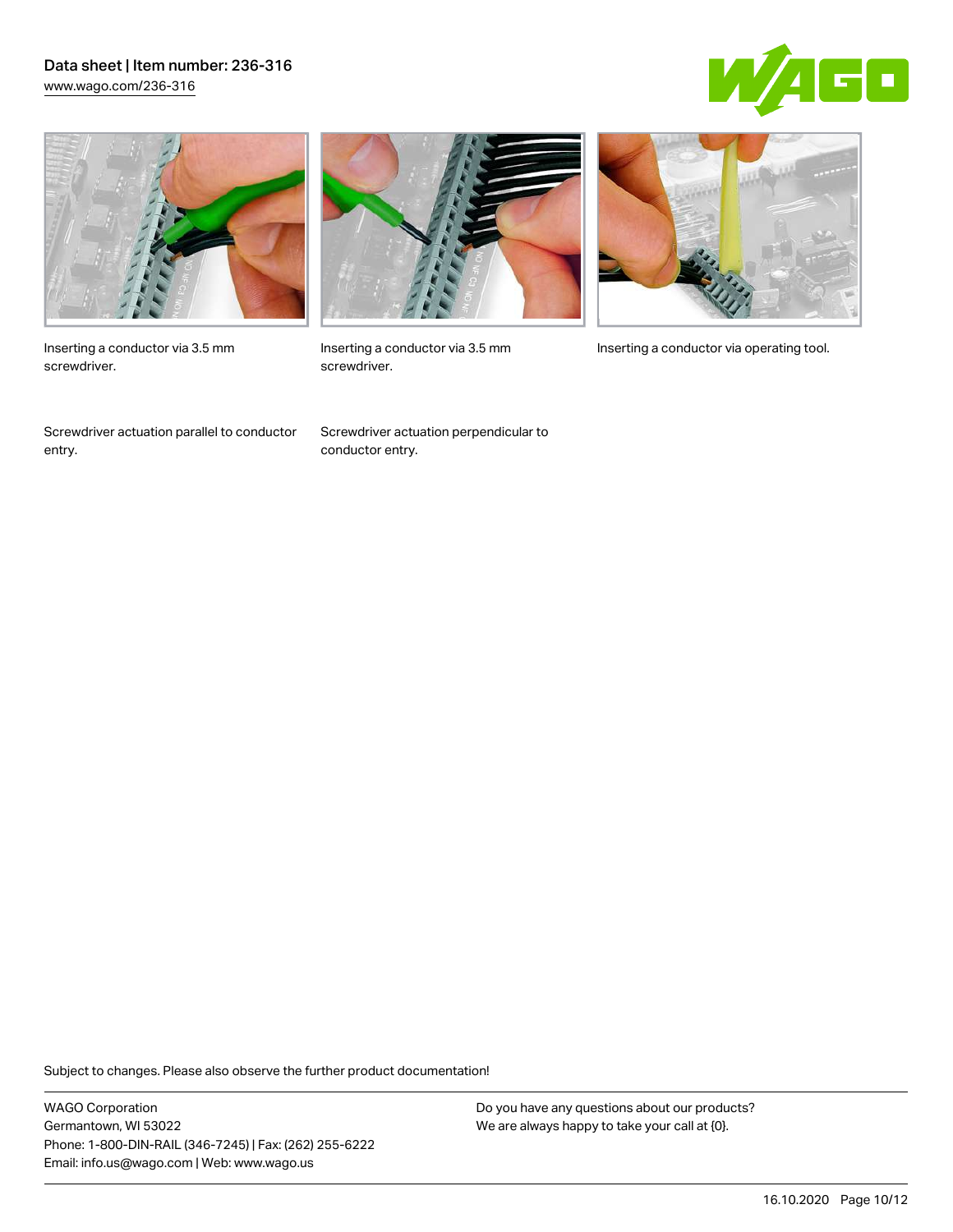Inserting a conductor via 3.5 mm screwdriver.

Inserting a conductor via 3.5 mm screwdriver.

Inserting a conductor via operating tool.

Screwdriver actuation parallel to conductor entry.

Screwdriver actuation perpendicular to conductor entry.

Subject to changes. Please also observe the further product documentation!

WAGO Corporation
Germantown, WI 53022
Phone: 1-800-DIN-RAIL (346-7245) | Fax: (262) 255-6222
Email: info.us@wago.com | Web: www.wago.us

Do you have any questions about our products?
We are always happy to take your call at {0}.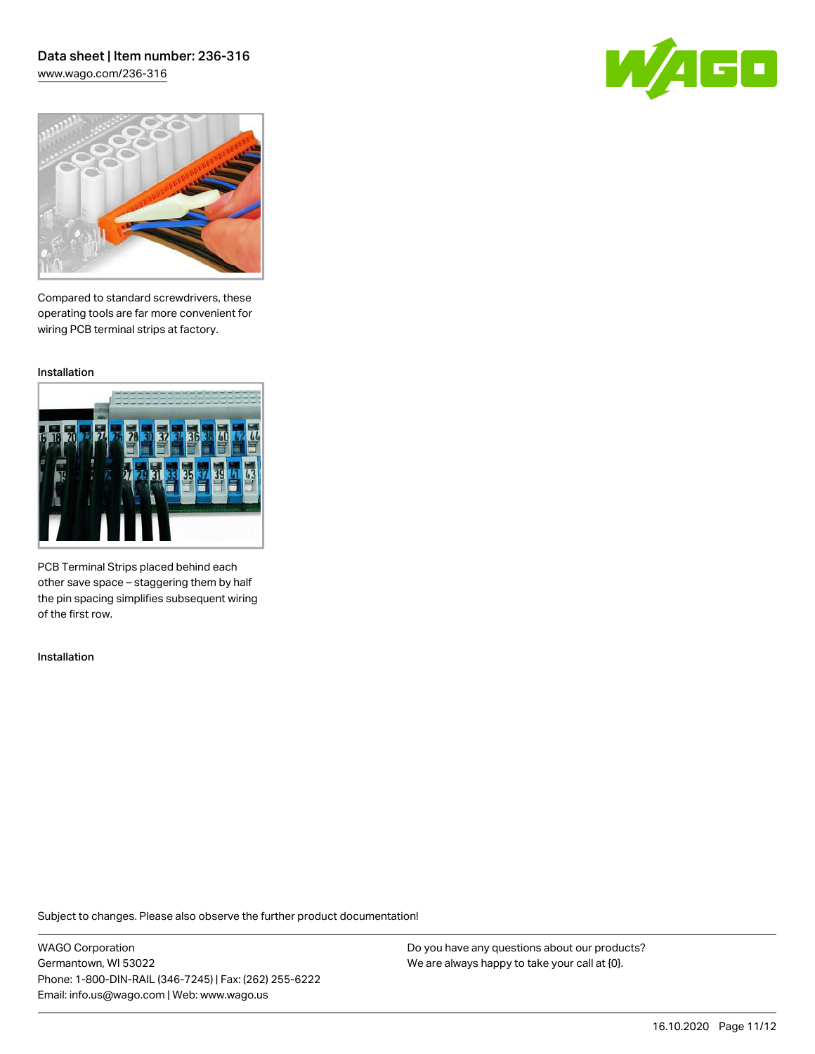Compared to standard screwdrivers, these operating tools are far more convenient for wiring PCB terminal strips at factory.

Installation

PCB Terminal Strips placed behind each other save space – staggering them by half the pin spacing simplifies subsequent wiring of the first row.

Installation

Subject to changes. Please also observe the further product documentation!

WAGO Corporation
Germantown, WI 53022
Phone: 1-800-DIN-RAIL (346-7245) | Fax: (262) 255-6222
Email: info.us@wago.com | Web: www.wago.us

Do you have any questions about our products?
We are always happy to take your call at {0}.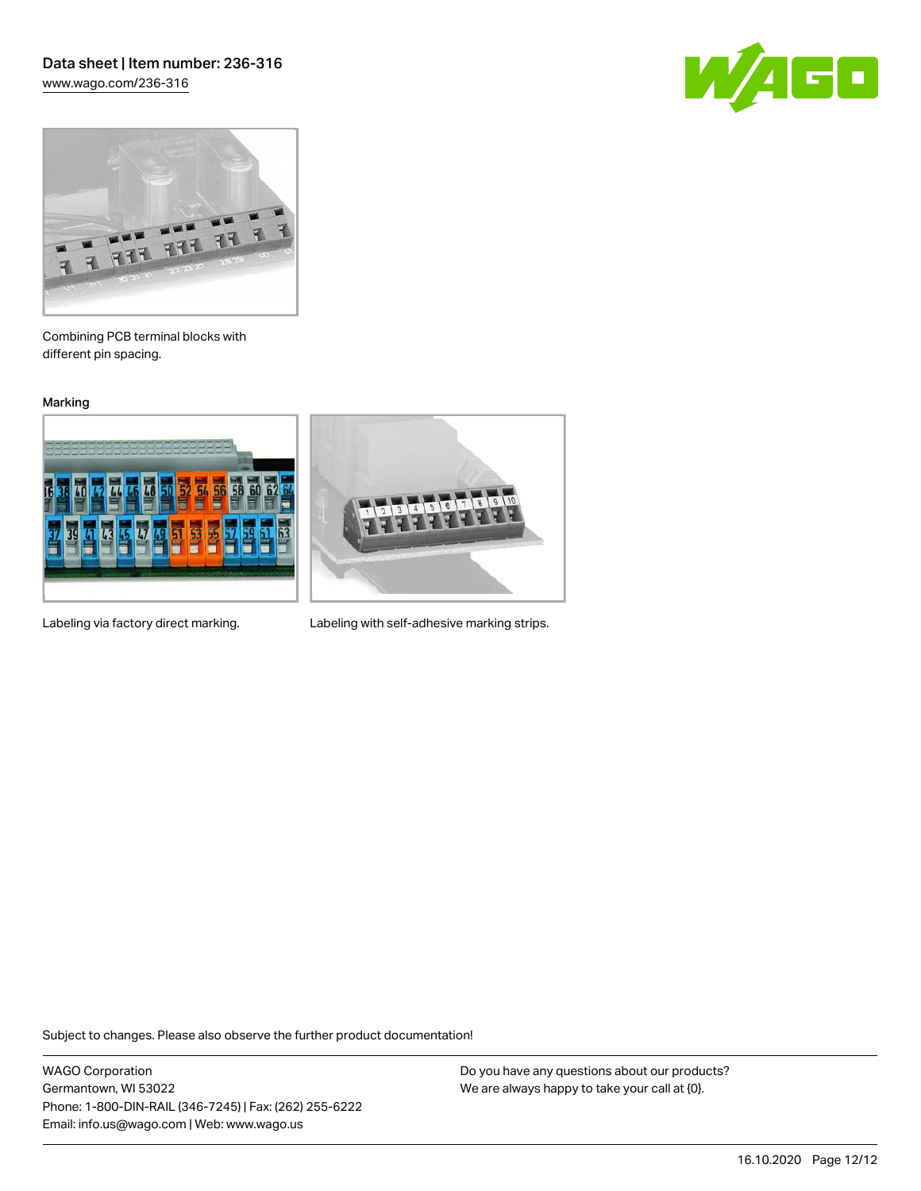Combining PCB terminal blocks with different pin spacing.

### Marking

Labeling via factory direct marking.

Labeling with self-adhesive marking strips.

Subject to changes. Please also observe the further product documentation!

WAGO Corporation
Germantown, WI 53022
Phone: 1-800-DIN-RAIL (346-7245) | Fax: (262) 255-6222
Email: info.us@wago.com | Web: www.wago.us

Do you have any questions about our products?
We are always happy to take your call at {0}.